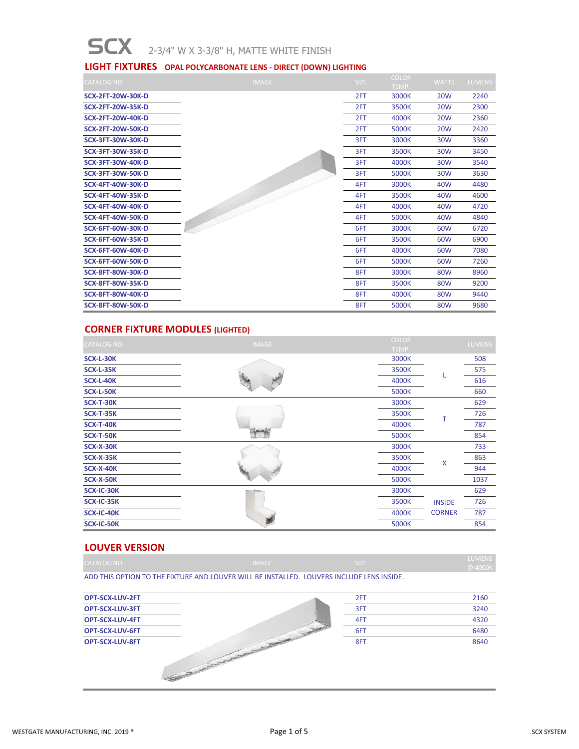# SCX 2-3/4" W X 3-3/8" H, MATTE WHITE FINISH

## LIGHT FIXTURES OPAL POLYCARBONATE LENS - DIRECT (DOWN) LIGHTING

| CATALOG NO. | IMAGE | SIZE | COLOR TEMP. | WATTS | LUMENS |
|---|---|---|---|---|---|
| SCX-2FT-20W-30K-D | | 2FT | 3000K | 20W | 2240 |
| SCX-2FT-20W-35K-D | | 2FT | 3500K | 20W | 2300 |
| SCX-2FT-20W-40K-D | | 2FT | 4000K | 20W | 2360 |
| SCX-2FT-20W-50K-D | | 2FT | 5000K | 20W | 2420 |
| SCX-3FT-30W-30K-D | | 3FT | 3000K | 30W | 3360 |
| SCX-3FT-30W-35K-D | | 3FT | 3500K | 30W | 3450 |
| SCX-3FT-30W-40K-D | | 3FT | 4000K | 30W | 3540 |
| SCX-3FT-30W-50K-D | | 3FT | 5000K | 30W | 3630 |
| SCX-4FT-40W-30K-D | | 4FT | 3000K | 40W | 4480 |
| SCX-4FT-40W-35K-D | | 4FT | 3500K | 40W | 4600 |
| SCX-4FT-40W-40K-D | | 4FT | 4000K | 40W | 4720 |
| SCX-4FT-40W-50K-D | | 4FT | 5000K | 40W | 4840 |
| SCX-6FT-60W-30K-D | | 6FT | 3000K | 60W | 6720 |
| SCX-6FT-60W-35K-D | | 6FT | 3500K | 60W | 6900 |
| SCX-6FT-60W-40K-D | | 6FT | 4000K | 60W | 7080 |
| SCX-6FT-60W-50K-D | | 6FT | 5000K | 60W | 7260 |
| SCX-8FT-80W-30K-D | | 8FT | 3000K | 80W | 8960 |
| SCX-8FT-80W-35K-D | | 8FT | 3500K | 80W | 9200 |
| SCX-8FT-80W-40K-D | | 8FT | 4000K | 80W | 9440 |
| SCX-8FT-80W-50K-D | | 8FT | 5000K | 80W | 9680 |

## CORNER FIXTURE MODULES (LIGHTED)

| CATALOG NO. | IMAGE | COLOR TEMP. | | LUMENS |
|---|---|---|---|---|
| SCX-L-30K | | 3000K | L | 508 |
| SCX-L-35K | | 3500K | L | 575 |
| SCX-L-40K | | 4000K | L | 616 |
| SCX-L-50K | | 5000K | L | 660 |
| SCX-T-30K | | 3000K | T | 629 |
| SCX-T-35K | | 3500K | T | 726 |
| SCX-T-40K | | 4000K | T | 787 |
| SCX-T-50K | | 5000K | T | 854 |
| SCX-X-30K | | 3000K | X | 733 |
| SCX-X-35K | | 3500K | X | 863 |
| SCX-X-40K | | 4000K | X | 944 |
| SCX-X-50K | | 5000K | X | 1037 |
| SCX-IC-30K | | 3000K | INSIDE CORNER | 629 |
| SCX-IC-35K | | 3500K | INSIDE CORNER | 726 |
| SCX-IC-40K | | 4000K | INSIDE CORNER | 787 |
| SCX-IC-50K | | 5000K | INSIDE CORNER | 854 |

## LOUVER VERSION

ADD THIS OPTION TO THE FIXTURE AND LOUVER WILL BE INSTALLED. LOUVERS INCLUDE LENS INSIDE.

| CATALOG NO. | IMAGE | SIZE | LUMENS @ 4000K |
|---|---|---|---|
| OPT-SCX-LUV-2FT | | 2FT | 2160 |
| OPT-SCX-LUV-3FT | | 3FT | 3240 |
| OPT-SCX-LUV-4FT | | 4FT | 4320 |
| OPT-SCX-LUV-6FT | | 6FT | 6480 |
| OPT-SCX-LUV-8FT | | 8FT | 8640 |

WESTGATE MANUFACTURING, INC. 2019 ®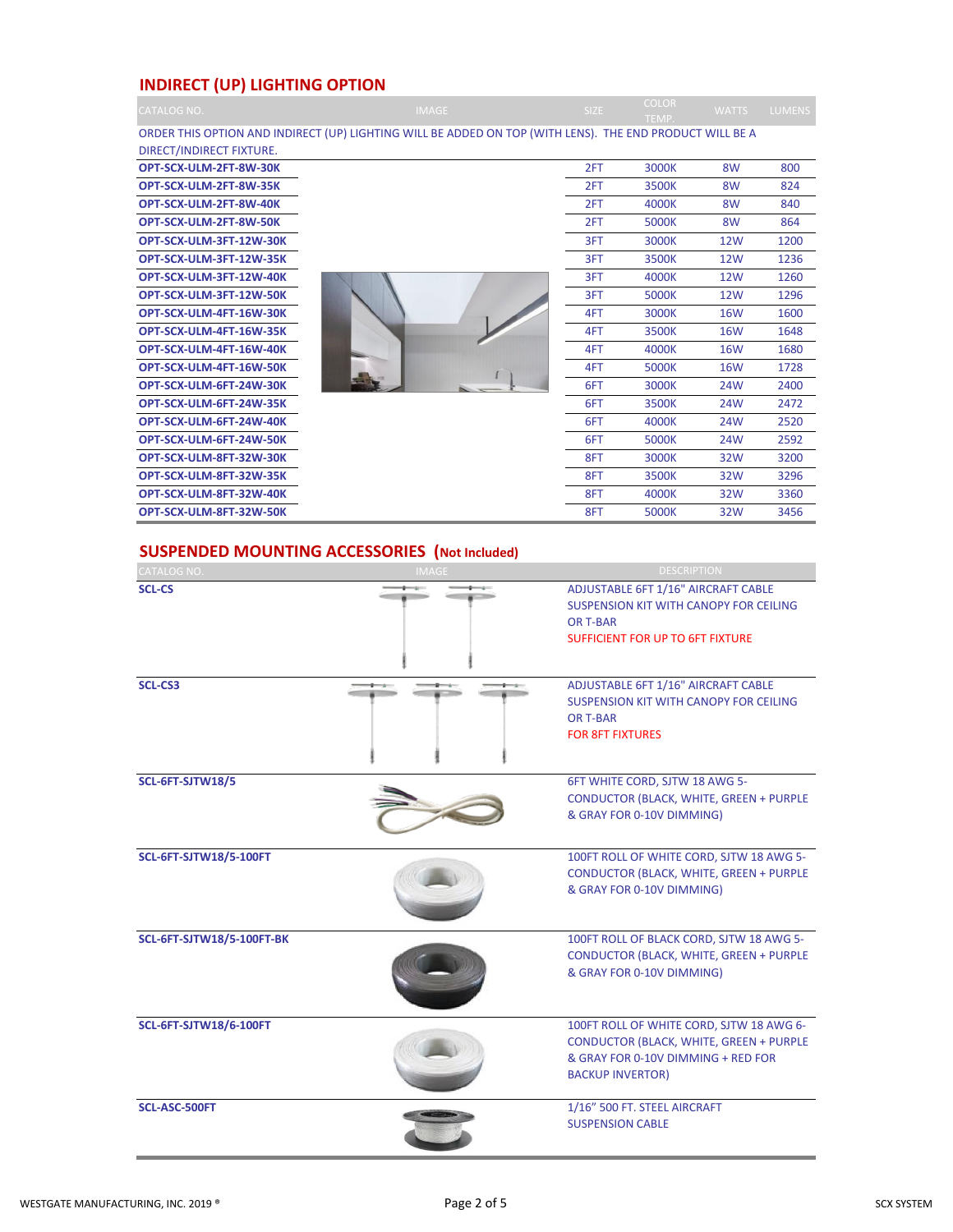## INDIRECT (UP) LIGHTING OPTION

| CATALOG NO. | IMAGE | SIZE | COLOR TEMP. | WATTS | LUMENS |
|---|---|---|---|---|---|
| ORDER THIS OPTION AND INDIRECT (UP) LIGHTING WILL BE ADDED ON TOP (WITH LENS). THE END PRODUCT WILL BE A DIRECT/INDIRECT FIXTURE. | | | | | |
| **OPT-SCX-ULM-2FT-8W-30K** | | 2FT | 3000K | 8W | 800 |
| **OPT-SCX-ULM-2FT-8W-35K** | | 2FT | 3500K | 8W | 824 |
| **OPT-SCX-ULM-2FT-8W-40K** | | 2FT | 4000K | 8W | 840 |
| **OPT-SCX-ULM-2FT-8W-50K** | | 2FT | 5000K | 8W | 864 |
| **OPT-SCX-ULM-3FT-12W-30K** | | 3FT | 3000K | 12W | 1200 |
| **OPT-SCX-ULM-3FT-12W-35K** | | 3FT | 3500K | 12W | 1236 |
| **OPT-SCX-ULM-3FT-12W-40K** | | 3FT | 4000K | 12W | 1260 |
| **OPT-SCX-ULM-3FT-12W-50K** | | 3FT | 5000K | 12W | 1296 |
| **OPT-SCX-ULM-4FT-16W-30K** | | 4FT | 3000K | 16W | 1600 |
| **OPT-SCX-ULM-4FT-16W-35K** | | 4FT | 3500K | 16W | 1648 |
| **OPT-SCX-ULM-4FT-16W-40K** | | 4FT | 4000K | 16W | 1680 |
| **OPT-SCX-ULM-4FT-16W-50K** | | 4FT | 5000K | 16W | 1728 |
| **OPT-SCX-ULM-6FT-24W-30K** | | 6FT | 3000K | 24W | 2400 |
| **OPT-SCX-ULM-6FT-24W-35K** | | 6FT | 3500K | 24W | 2472 |
| **OPT-SCX-ULM-6FT-24W-40K** | | 6FT | 4000K | 24W | 2520 |
| **OPT-SCX-ULM-6FT-24W-50K** | | 6FT | 5000K | 24W | 2592 |
| **OPT-SCX-ULM-8FT-32W-30K** | | 8FT | 3000K | 32W | 3200 |
| **OPT-SCX-ULM-8FT-32W-35K** | | 8FT | 3500K | 32W | 3296 |
| **OPT-SCX-ULM-8FT-32W-40K** | | 8FT | 4000K | 32W | 3360 |
| **OPT-SCX-ULM-8FT-32W-50K** | | 8FT | 5000K | 32W | 3456 |

## SUSPENDED MOUNTING ACCESSORIES (Not Included)

| CATALOG NO. | IMAGE | DESCRIPTION |
|---|---|---|
| **SCL-CS** | | ADJUSTABLE 6FT 1/16" AIRCRAFT CABLE SUSPENSION KIT WITH CANOPY FOR CEILING OR T-BAR<br>SUFFICIENT FOR UP TO 6FT FIXTURE |
| **SCL-CS3** | | ADJUSTABLE 6FT 1/16" AIRCRAFT CABLE SUSPENSION KIT WITH CANOPY FOR CEILING OR T-BAR<br>FOR 8FT FIXTURES |
| **SCL-6FT-SJTW18/5** | | 6FT WHITE CORD, SJTW 18 AWG 5-CONDUCTOR (BLACK, WHITE, GREEN + PURPLE & GRAY FOR 0-10V DIMMING) |
| **SCL-6FT-SJTW18/5-100FT** | | 100FT ROLL OF WHITE CORD, SJTW 18 AWG 5-CONDUCTOR (BLACK, WHITE, GREEN + PURPLE & GRAY FOR 0-10V DIMMING) |
| **SCL-6FT-SJTW18/5-100FT-BK** | | 100FT ROLL OF BLACK CORD, SJTW 18 AWG 5-CONDUCTOR (BLACK, WHITE, GREEN + PURPLE & GRAY FOR 0-10V DIMMING) |
| **SCL-6FT-SJTW18/6-100FT** | | 100FT ROLL OF WHITE CORD, SJTW 18 AWG 6-CONDUCTOR (BLACK, WHITE, GREEN + PURPLE & GRAY FOR 0-10V DIMMING + RED FOR BACKUP INVERTOR) |
| **SCL-ASC-500FT** | | 1/16" 500 FT. STEEL AIRCRAFT SUSPENSION CABLE |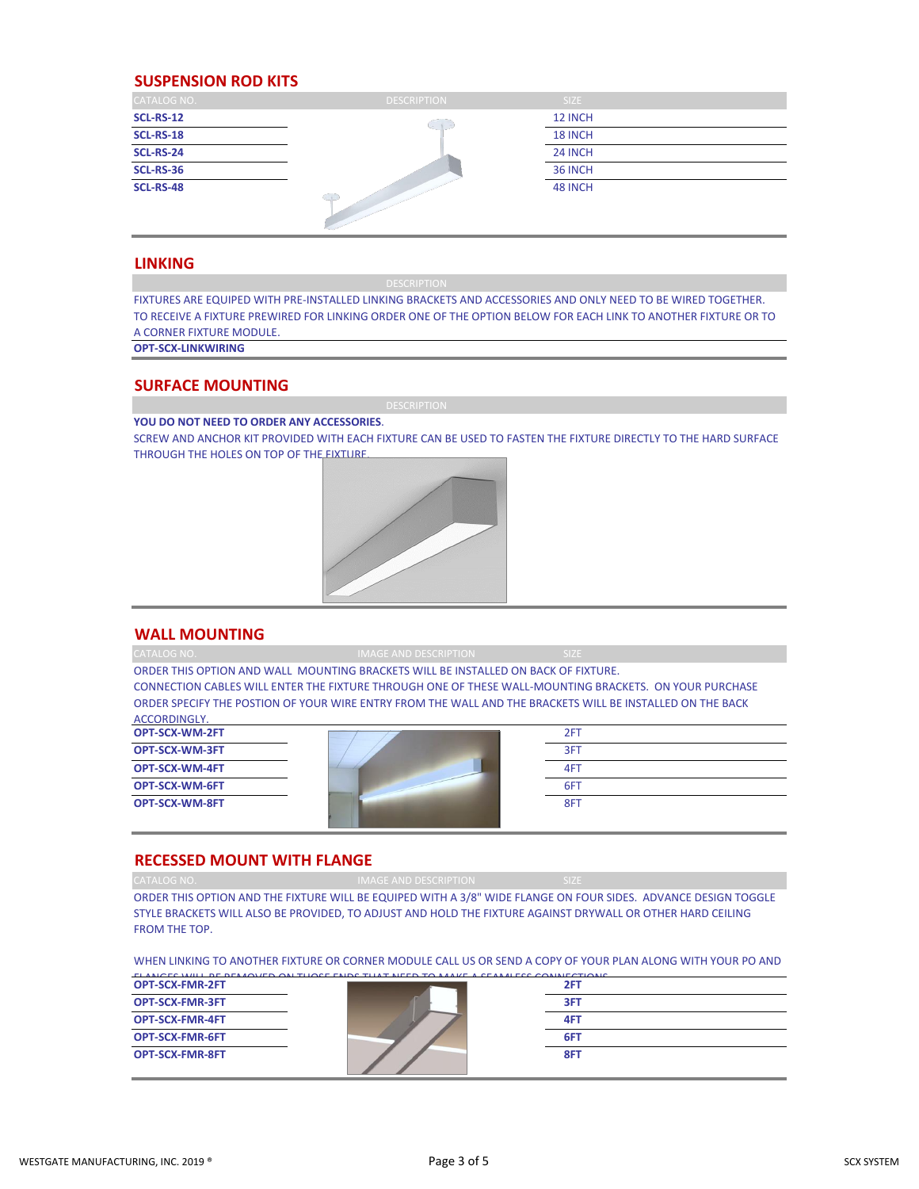## SUSPENSION ROD KITS

| CATALOG NO. | DESCRIPTION | SIZE |
|---|---|---|
| **SCL-RS-12** | | 12 INCH |
| **SCL-RS-18** | | 18 INCH |
| **SCL-RS-24** | | 24 INCH |
| **SCL-RS-36** | | 36 INCH |
| **SCL-RS-48** | | 48 INCH |

## LINKING

DESCRIPTION

FIXTURES ARE EQUIPED WITH PRE-INSTALLED LINKING BRACKETS AND ACCESSORIES AND ONLY NEED TO BE WIRED TOGETHER. TO RECEIVE A FIXTURE PREWIRED FOR LINKING ORDER ONE OF THE OPTION BELOW FOR EACH LINK TO ANOTHER FIXTURE OR TO A CORNER FIXTURE MODULE.

**OPT-SCX-LINKWIRING**

## SURFACE MOUNTING

DESCRIPTION

**YOU DO NOT NEED TO ORDER ANY ACCESSORIES**.

SCREW AND ANCHOR KIT PROVIDED WITH EACH FIXTURE CAN BE USED TO FASTEN THE FIXTURE DIRECTLY TO THE HARD SURFACE THROUGH THE HOLES ON TOP OF THE FIXTURE.

## WALL MOUNTING

| CATALOG NO. | IMAGE AND DESCRIPTION | SIZE |
|---|---|---|

ORDER THIS OPTION AND WALL MOUNTING BRACKETS WILL BE INSTALLED ON BACK OF FIXTURE. CONNECTION CABLES WILL ENTER THE FIXTURE THROUGH ONE OF THESE WALL-MOUNTING BRACKETS. ON YOUR PURCHASE ORDER SPECIFY THE POSTION OF YOUR WIRE ENTRY FROM THE WALL AND THE BRACKETS WILL BE INSTALLED ON THE BACK ACCORDINGLY.

| CATALOG NO. | IMAGE AND DESCRIPTION | SIZE |
|---|---|---|
| **OPT-SCX-WM-2FT** | | 2FT |
| **OPT-SCX-WM-3FT** | | 3FT |
| **OPT-SCX-WM-4FT** | | 4FT |
| **OPT-SCX-WM-6FT** | | 6FT |
| **OPT-SCX-WM-8FT** | | 8FT |

## RECESSED MOUNT WITH FLANGE

ORDER THIS OPTION AND THE FIXTURE WILL BE EQUIPPED WITH A 3/8" WIDE FLANGE ON FOUR SIDES. ADVANCE DESIGN TOGGLE STYLE BRACKETS WILL ALSO BE PROVIDED, TO ADJUST AND HOLD THE FIXTURE AGAINST DRYWALL OR OTHER HARD CEILING FROM THE TOP.

WHEN LINKING TO ANOTHER FIXTURE OR CORNER MODULE CALL US OR SEND A COPY OF YOUR PLAN ALONG WITH YOUR PO AND FLANGES WILL BE REMOVED ON THOSE ENDS THAT NEED TO MAKE A SEAMLESS CONNECTIONS.

| CATALOG NO. | IMAGE AND DESCRIPTION | SIZE |
|---|---|---|
| **OPT-SCX-FMR-2FT** | | **2FT** |
| **OPT-SCX-FMR-3FT** | | **3FT** |
| **OPT-SCX-FMR-4FT** | | **4FT** |
| **OPT-SCX-FMR-6FT** | | **6FT** |
| **OPT-SCX-FMR-8FT** | | **8FT** |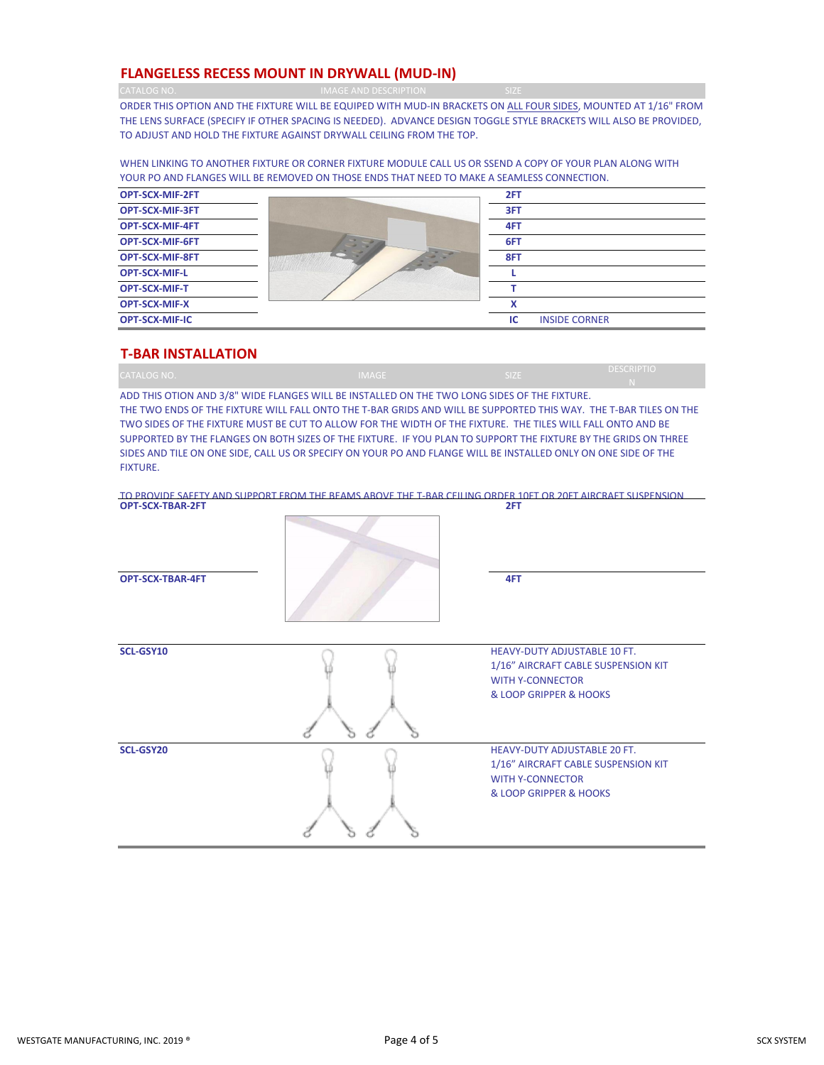## FLANGELESS RECESS MOUNT IN DRYWALL (MUD-IN)

| CATALOG NO. | IMAGE AND DESCRIPTION | SIZE |
|---|---|---|

ORDER THIS OPTION AND THE FIXTURE WILL BE EQUIPED WITH MUD-IN BRACKETS ON ALL FOUR SIDES, MOUNTED AT 1/16" FROM THE LENS SURFACE (SPECIFY IF OTHER SPACING IS NEEDED). ADVANCE DESIGN TOGGLE STYLE BRACKETS WILL ALSO BE PROVIDED, TO ADJUST AND HOLD THE FIXTURE AGAINST DRYWALL CEILING FROM THE TOP.

WHEN LINKING TO ANOTHER FIXTURE OR CORNER FIXTURE MODULE CALL US OR SSEND A COPY OF YOUR PLAN ALONG WITH YOUR PO AND FLANGES WILL BE REMOVED ON THOSE ENDS THAT NEED TO MAKE A SEAMLESS CONNECTION.

| CATALOG NO. | SIZE | DESCRIPTION |
|---|---|---|
| **OPT-SCX-MIF-2FT** | **2FT** | |
| **OPT-SCX-MIF-3FT** | **3FT** | |
| **OPT-SCX-MIF-4FT** | **4FT** | |
| **OPT-SCX-MIF-6FT** | **6FT** | |
| **OPT-SCX-MIF-8FT** | **8FT** | |
| **OPT-SCX-MIF-L** | **L** | |
| **OPT-SCX-MIF-T** | **T** | |
| **OPT-SCX-MIF-X** | **X** | |
| **OPT-SCX-MIF-IC** | **IC** | INSIDE CORNER |

## T-BAR INSTALLATION

| CATALOG NO. | IMAGE | SIZE | DESCRIPTION |
|---|---|---|---|

ADD THIS OTION AND 3/8" WIDE FLANGES WILL BE INSTALLED ON THE TWO LONG SIDES OF THE FIXTURE. THE TWO ENDS OF THE FIXTURE WILL FALL ONTO THE T-BAR GRIDS AND WILL BE SUPPORTED THIS WAY. THE T-BAR TILES ON THE TWO SIDES OF THE FIXTURE MUST BE CUT TO ALLOW FOR THE WIDTH OF THE FIXTURE. THE TILES WILL FALL ONTO AND BE SUPPORTED BY THE FLANGES ON BOTH SIZES OF THE FIXTURE. IF YOU PLAN TO SUPPORT THE FIXTURE BY THE GRIDS ON THREE SIDES AND TILE ON ONE SIDE, CALL US OR SPECIFY ON YOUR PO AND FLANGE WILL BE INSTALLED ONLY ON ONE SIDE OF THE FIXTURE.

TO PROVIDE SAFETY AND SUPPORT FROM THE BEAMS ABOVE THE T-BAR CEILING ORDER 10FT OR 20FT AIRCRAFT SUSPENSION

| CATALOG NO. | SIZE / DESCRIPTION |
|---|---|
| **OPT-SCX-TBAR-2FT** | **2FT** |
| **OPT-SCX-TBAR-4FT** | **4FT** |
| **SCL-GSY10** | HEAVY-DUTY ADJUSTABLE 10 FT. 1/16" AIRCRAFT CABLE SUSPENSION KIT WITH Y-CONNECTOR & LOOP GRIPPER & HOOKS |
| **SCL-GSY20** | HEAVY-DUTY ADJUSTABLE 20 FT. 1/16" AIRCRAFT CABLE SUSPENSION KIT WITH Y-CONNECTOR & LOOP GRIPPER & HOOKS |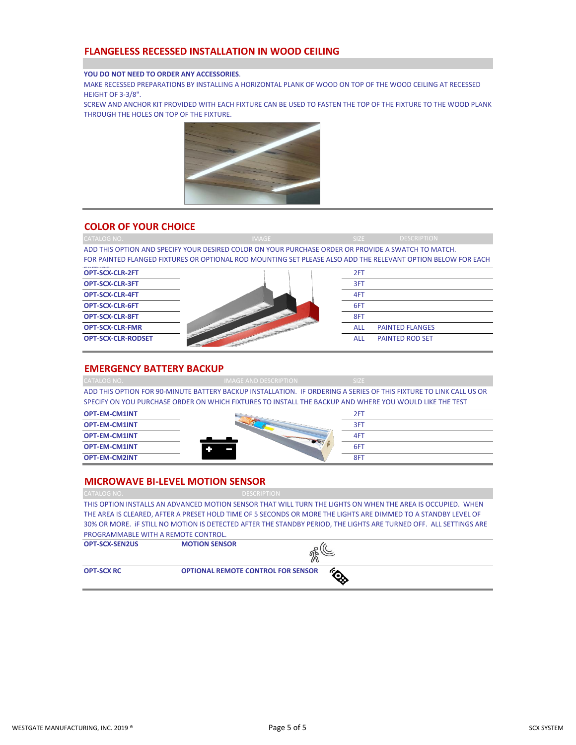## FLANGELESS RECESSED INSTALLATION IN WOOD CEILING

**YOU DO NOT NEED TO ORDER ANY ACCESSORIES**.

MAKE RECESSED PREPARATIONS BY INSTALLING A HORIZONTAL PLANK OF WOOD ON TOP OF THE WOOD CEILING AT RECESSED HEIGHT OF 3-3/8".

SCREW AND ANCHOR KIT PROVIDED WITH EACH FIXTURE CAN BE USED TO FASTEN THE TOP OF THE FIXTURE TO THE WOOD PLANK THROUGH THE HOLES ON TOP OF THE FIXTURE.

## COLOR OF YOUR CHOICE

ADD THIS OPTION AND SPECIFY YOUR DESIRED COLOR ON YOUR PURCHASE ORDER OR PROVIDE A SWATCH TO MATCH.
FOR PAINTED FLANGED FIXTURES OR OPTIONAL ROD MOUNTING SET PLEASE ALSO ADD THE RELEVANT OPTION BELOW FOR EACH FIXTURE

| CATALOG NO. | IMAGE | SIZE | DESCRIPTION |
|---|---|---|---|
| **OPT-SCX-CLR-2FT** | | 2FT | |
| **OPT-SCX-CLR-3FT** | | 3FT | |
| **OPT-SCX-CLR-4FT** | | 4FT | |
| **OPT-SCX-CLR-6FT** | | 6FT | |
| **OPT-SCX-CLR-8FT** | | 8FT | |
| **OPT-SCX-CLR-FMR** | | ALL | PAINTED FLANGES |
| **OPT-SCX-CLR-RODSET** | | ALL | PAINTED ROD SET |

## EMERGENCY BATTERY BACKUP

ADD THIS OPTION FOR 90-MINUTE BATTERY BACKUP INSTALLATION. IF ORDERING A SERIES OF THIS FIXTURE TO LINK CALL US OR SPECIFY ON YOU PURCHASE ORDER ON WHICH FIXTURES TO INSTALL THE BACKUP AND WHERE YOU WOULD LIKE THE TEST

| CATALOG NO. | IMAGE AND DESCRIPTION | SIZE |
|---|---|---|
| **OPT-EM-CM1INT** | | 2FT |
| **OPT-EM-CM1INT** | | 3FT |
| **OPT-EM-CM1INT** | | 4FT |
| **OPT-EM-CM1INT** | | 6FT |
| **OPT-EM-CM2INT** | | 8FT |

## MICROWAVE BI-LEVEL MOTION SENSOR

THIS OPTION INSTALLS AN ADVANCED MOTION SENSOR THAT WILL TURN THE LIGHTS ON WHEN THE AREA IS OCCUPIED. WHEN THE AREA IS CLEARED, AFTER A PRESET HOLD TIME OF 5 SECONDS OR MORE THE LIGHTS ARE DIMMED TO A STANDBY LEVEL OF 30% OR MORE. iF STILL NO MOTION IS DETECTED AFTER THE STANDBY PERIOD, THE LIGHTS ARE TURNED OFF. ALL SETTINGS ARE PROGRAMMABLE WITH A REMOTE CONTROL.

| CATALOG NO. | DESCRIPTION |
|---|---|
| **OPT-SCX-SEN2US** | **MOTION SENSOR** |
| **OPT-SCX RC** | **OPTIONAL REMOTE CONTROL FOR SENSOR** |